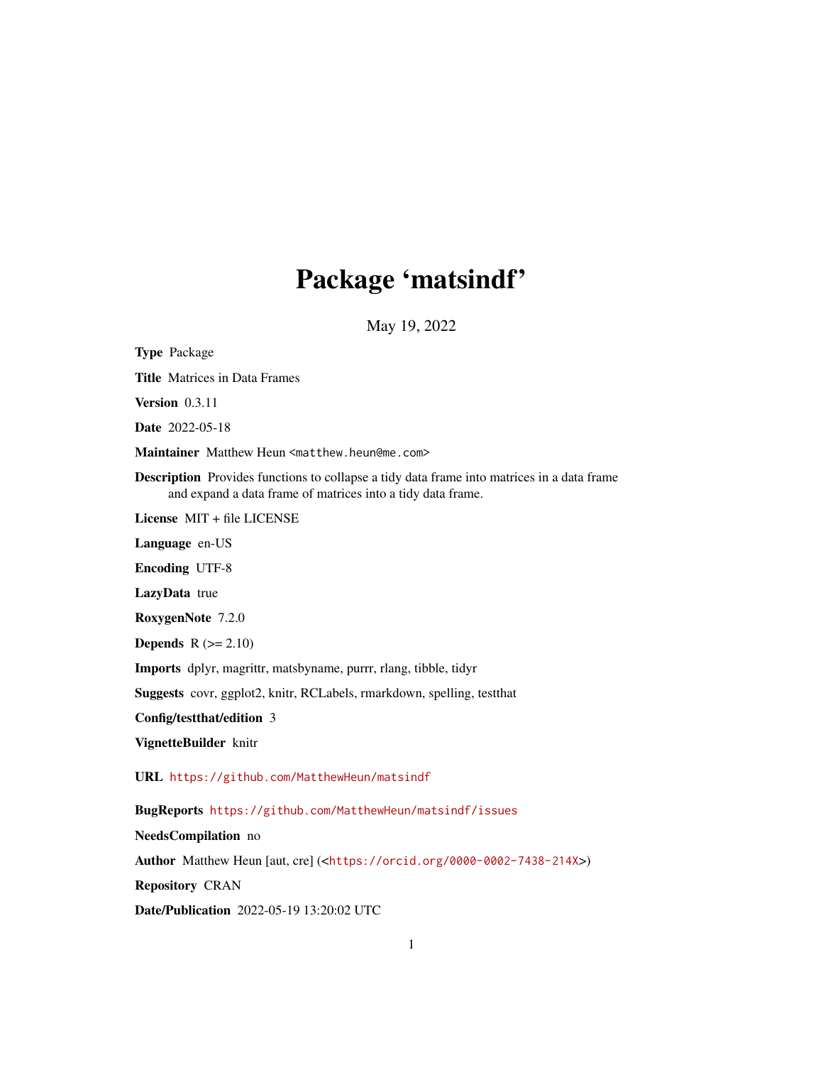# Package 'matsindf'

May 19, 2022

**Type** Package

**Title** Matrices in Data Frames

**Version** 0.3.11

**Date** 2022-05-18

**Maintainer** Matthew Heun <matthew.heun@me.com>

**Description** Provides functions to collapse a tidy data frame into matrices in a data frame and expand a data frame of matrices into a tidy data frame.

**License** MIT + file LICENSE

**Language** en-US

**Encoding** UTF-8

**LazyData** true

**RoxygenNote** 7.2.0

**Depends** R (>= 2.10)

**Imports** dplyr, magrittr, matsbyname, purrr, rlang, tibble, tidyr

**Suggests** covr, ggplot2, knitr, RCLabels, rmarkdown, spelling, testthat

**Config/testthat/edition** 3

**VignetteBuilder** knitr

**URL** https://github.com/MatthewHeun/matsindf

**BugReports** https://github.com/MatthewHeun/matsindf/issues

**NeedsCompilation** no

**Author** Matthew Heun [aut, cre] (<https://orcid.org/0000-0002-7438-214X>)

**Repository** CRAN

**Date/Publication** 2022-05-19 13:20:02 UTC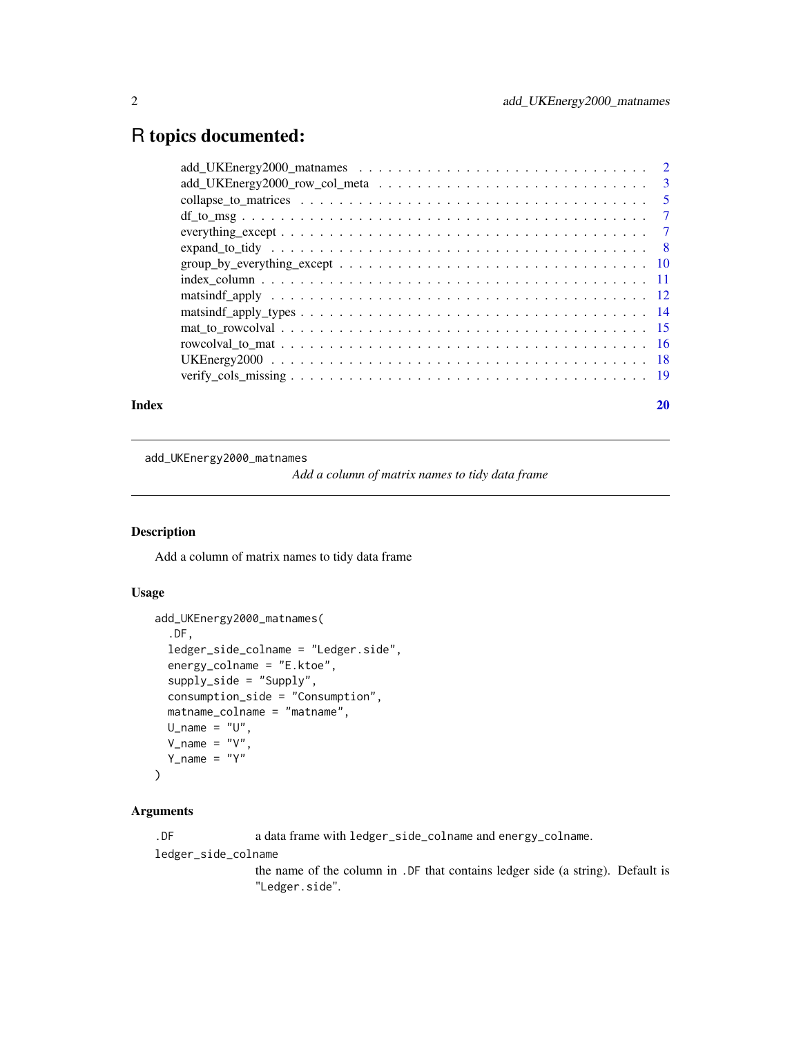# R topics documented:

| | |
|---|---|
| add_UKEnergy2000_matnames | 2 |
| add_UKEnergy2000_row_col_meta | 3 |
| collapse_to_matrices | 5 |
| df_to_msg | 7 |
| everything_except | 7 |
| expand_to_tidy | 8 |
| group_by_everything_except | 10 |
| index_column | 11 |
| matsindf_apply | 12 |
| matsindf_apply_types | 14 |
| mat_to_rowcolval | 15 |
| rowcolval_to_mat | 16 |
| UKEnergy2000 | 18 |
| verify_cols_missing | 19 |
| **Index** | **20** |

---

add_UKEnergy2000_matnames — *Add a column of matrix names to tidy data frame*

---

## Description

Add a column of matrix names to tidy data frame

## Usage

```
add_UKEnergy2000_matnames(
  .DF,
  ledger_side_colname = "Ledger.side",
  energy_colname = "E.ktoe",
  supply_side = "Supply",
  consumption_side = "Consumption",
  matname_colname = "matname",
  U_name = "U",
  V_name = "V",
  Y_name = "Y"
)
```

## Arguments

`.DF` a data frame with `ledger_side_colname` and `energy_colname`.

`ledger_side_colname` the name of the column in `.DF` that contains ledger side (a string). Default is `"Ledger.side"`.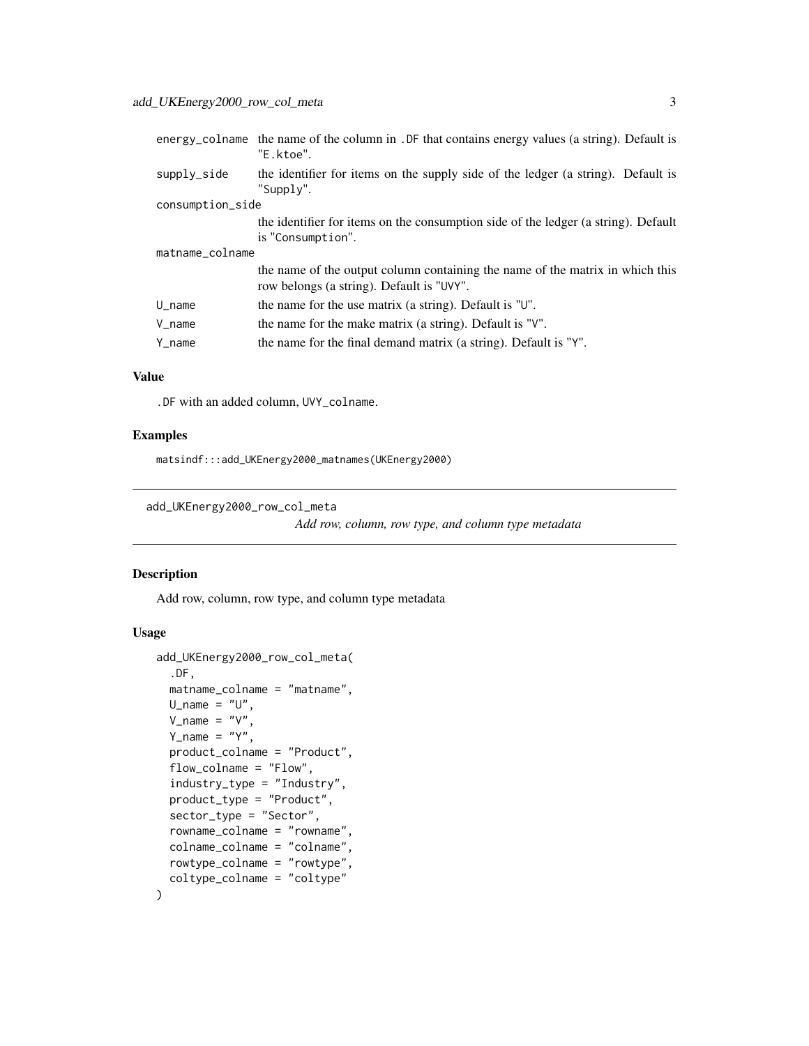| | |
|---|---|
| `energy_colname` | the name of the column in `.DF` that contains energy values (a string). Default is `"E.ktoe"`. |
| `supply_side` | the identifier for items on the supply side of the ledger (a string). Default is `"Supply"`. |
| `consumption_side` | the identifier for items on the consumption side of the ledger (a string). Default is `"Consumption"`. |
| `matname_colname` | the name of the output column containing the name of the matrix in which this row belongs (a string). Default is `"UVY"`. |
| `U_name` | the name for the use matrix (a string). Default is `"U"`. |
| `V_name` | the name for the make matrix (a string). Default is `"V"`. |
| `Y_name` | the name for the final demand matrix (a string). Default is `"Y"`. |

### Value

`.DF` with an added column, `UVY_colname`.

### Examples

```
matsindf:::add_UKEnergy2000_matnames(UKEnergy2000)
```

---

## add_UKEnergy2000_row_col_meta

*Add row, column, row type, and column type metadata*

---

### Description

Add row, column, row type, and column type metadata

### Usage

```
add_UKEnergy2000_row_col_meta(
  .DF,
  matname_colname = "matname",
  U_name = "U",
  V_name = "V",
  Y_name = "Y",
  product_colname = "Product",
  flow_colname = "Flow",
  industry_type = "Industry",
  product_type = "Product",
  sector_type = "Sector",
  rowname_colname = "rowname",
  colname_colname = "colname",
  rowtype_colname = "rowtype",
  coltype_colname = "coltype"
)
```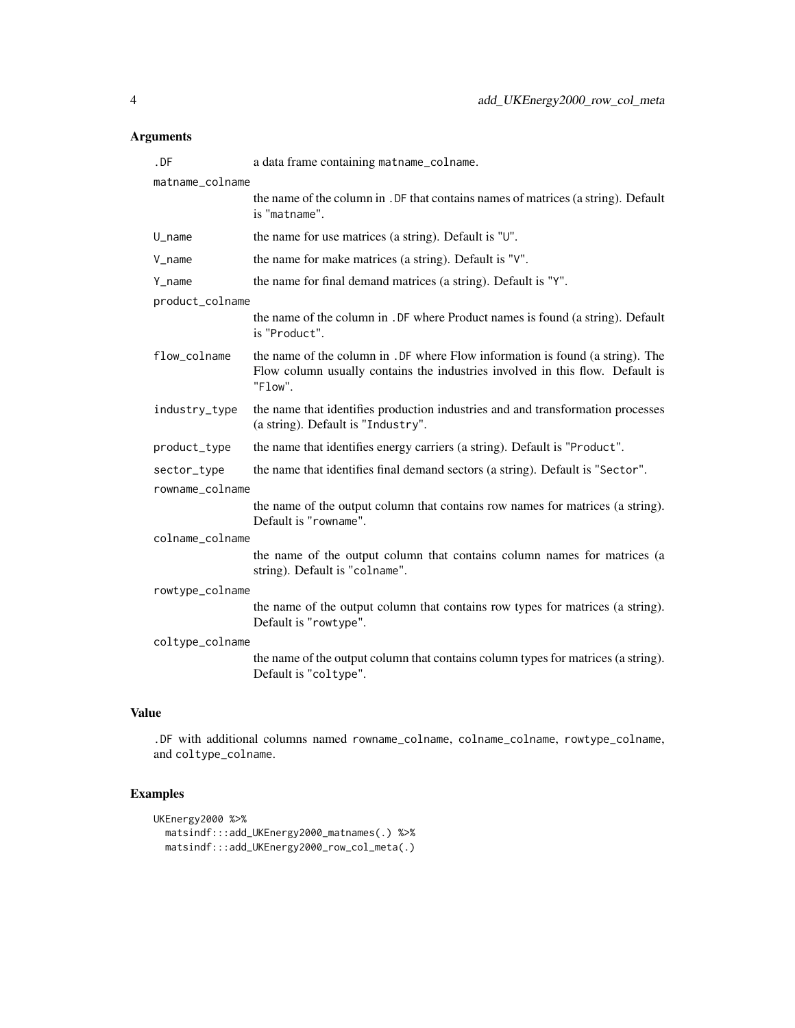## Arguments

| | |
|---|---|
| `.DF` | a data frame containing `matname_colname`. |
| `matname_colname` | the name of the column in `.DF` that contains names of matrices (a string). Default is `"matname"`. |
| `U_name` | the name for use matrices (a string). Default is `"U"`. |
| `V_name` | the name for make matrices (a string). Default is `"V"`. |
| `Y_name` | the name for final demand matrices (a string). Default is `"Y"`. |
| `product_colname` | the name of the column in `.DF` where Product names is found (a string). Default is `"Product"`. |
| `flow_colname` | the name of the column in `.DF` where Flow information is found (a string). The Flow column usually contains the industries involved in this flow. Default is `"Flow"`. |
| `industry_type` | the name that identifies production industries and and transformation processes (a string). Default is `"Industry"`. |
| `product_type` | the name that identifies energy carriers (a string). Default is `"Product"`. |
| `sector_type` | the name that identifies final demand sectors (a string). Default is `"Sector"`. |
| `rowname_colname` | the name of the output column that contains row names for matrices (a string). Default is `"rowname"`. |
| `colname_colname` | the name of the output column that contains column names for matrices (a string). Default is `"colname"`. |
| `rowtype_colname` | the name of the output column that contains row types for matrices (a string). Default is `"rowtype"`. |
| `coltype_colname` | the name of the output column that contains column types for matrices (a string). Default is `"coltype"`. |

## Value

`.DF` with additional columns named `rowname_colname`, `colname_colname`, `rowtype_colname`, and `coltype_colname`.

## Examples

```
UKEnergy2000 %>%
  matsindf:::add_UKEnergy2000_matnames(.) %>%
  matsindf:::add_UKEnergy2000_row_col_meta(.)
```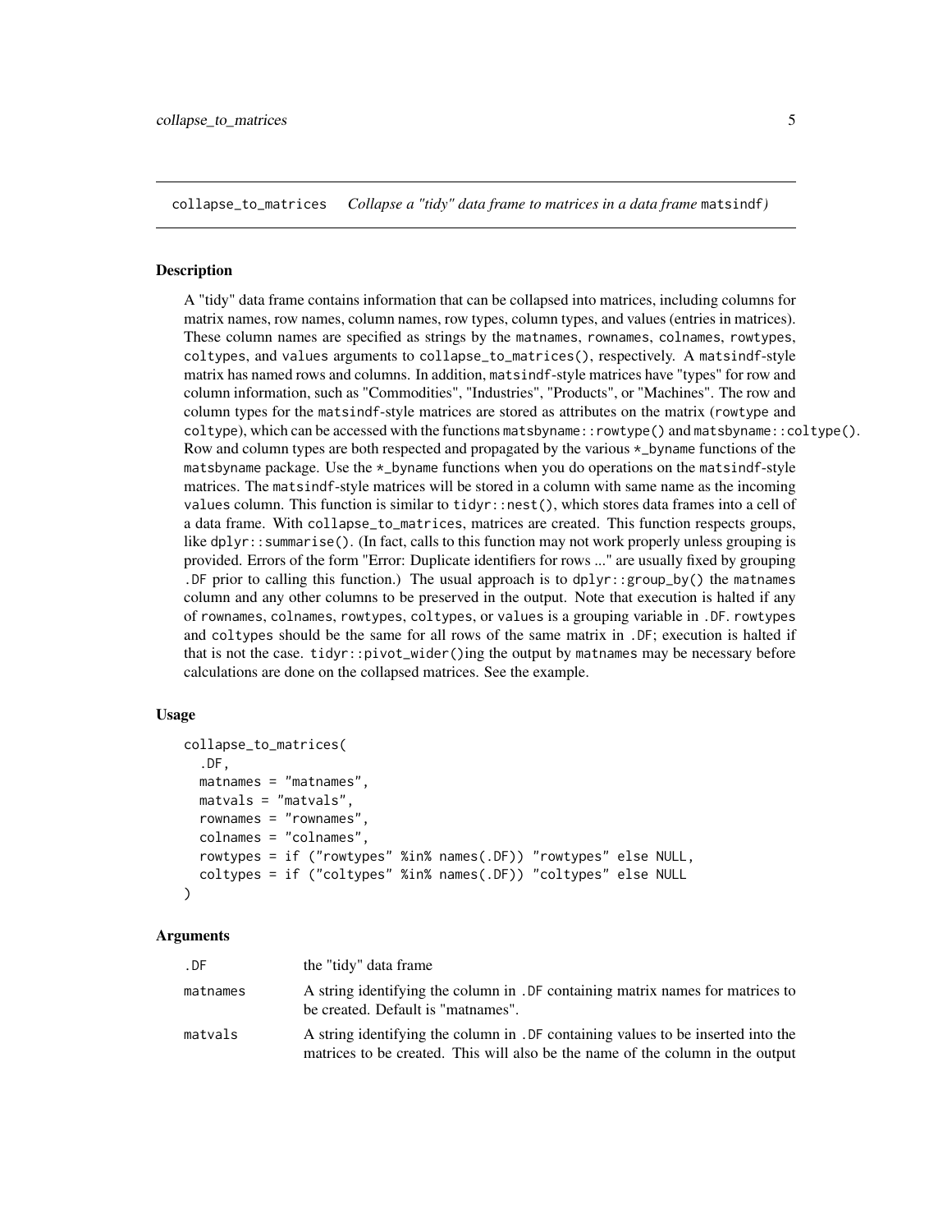collapse_to_matrices    *Collapse a "tidy" data frame to matrices in a data frame* matsindf*)*

## Description

A "tidy" data frame contains information that can be collapsed into matrices, including columns for matrix names, row names, column names, row types, column types, and values (entries in matrices). These column names are specified as strings by the `matnames`, `rownames`, `colnames`, `rowtypes`, `coltypes`, and `values` arguments to `collapse_to_matrices()`, respectively. A `matsindf`-style matrix has named rows and columns. In addition, `matsindf`-style matrices have "types" for row and column information, such as "Commodities", "Industries", "Products", or "Machines". The row and column types for the `matsindf`-style matrices are stored as attributes on the matrix (`rowtype` and `coltype`), which can be accessed with the functions `matsbyname::rowtype()` and `matsbyname::coltype()`. Row and column types are both respected and propagated by the various `*_byname` functions of the `matsbyname` package. Use the `*_byname` functions when you do operations on the `matsindf`-style matrices. The `matsindf`-style matrices will be stored in a column with same name as the incoming `values` column. This function is similar to `tidyr::nest()`, which stores data frames into a cell of a data frame. With `collapse_to_matrices`, matrices are created. This function respects groups, like `dplyr::summarise()`. (In fact, calls to this function may not work properly unless grouping is provided. Errors of the form "Error: Duplicate identifiers for rows ..." are usually fixed by grouping `.DF` prior to calling this function.) The usual approach is to `dplyr::group_by()` the `matnames` column and any other columns to be preserved in the output. Note that execution is halted if any of `rownames`, `colnames`, `rowtypes`, `coltypes`, or `values` is a grouping variable in `.DF`. `rowtypes` and `coltypes` should be the same for all rows of the same matrix in `.DF`; execution is halted if that is not the case. `tidyr::pivot_wider()`ing the output by `matnames` may be necessary before calculations are done on the collapsed matrices. See the example.

## Usage

```
collapse_to_matrices(
  .DF,
  matnames = "matnames",
  matvals = "matvals",
  rownames = "rownames",
  colnames = "colnames",
  rowtypes = if ("rowtypes" %in% names(.DF)) "rowtypes" else NULL,
  coltypes = if ("coltypes" %in% names(.DF)) "coltypes" else NULL
)
```

## Arguments

| | |
|---|---|
| `.DF` | the "tidy" data frame |
| `matnames` | A string identifying the column in `.DF` containing matrix names for matrices to be created. Default is "matnames". |
| `matvals` | A string identifying the column in `.DF` containing values to be inserted into the matrices to be created. This will also be the name of the column in the output |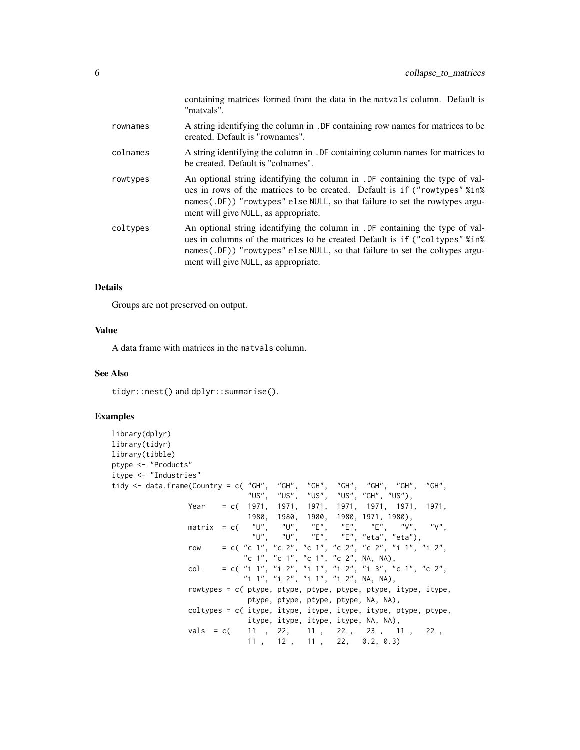|  |  |
|---|---|
|  | containing matrices formed from the data in the matvals column. Default is "matvals". |
| rownames | A string identifying the column in .DF containing row names for matrices to be created. Default is "rownames". |
| colnames | A string identifying the column in .DF containing column names for matrices to be created. Default is "colnames". |
| rowtypes | An optional string identifying the column in .DF containing the type of values in rows of the matrices to be created. Default is if ("rowtypes" %in% names(.DF)) "rowtypes" else NULL, so that failure to set the rowtypes argument will give NULL, as appropriate. |
| coltypes | An optional string identifying the column in .DF containing the type of values in columns of the matrices to be created Default is if ("coltypes" %in% names(.DF)) "rowtypes" else NULL, so that failure to set the coltypes argument will give NULL, as appropriate. |

### Details

Groups are not preserved on output.

### Value

A data frame with matrices in the matvals column.

### See Also

tidyr::nest() and dplyr::summarise().

### Examples

```
library(dplyr)
library(tidyr)
library(tibble)
ptype <- "Products"
itype <- "Industries"
tidy <- data.frame(Country = c( "GH",  "GH",  "GH",  "GH",  "GH",  "GH",  "GH",
                               "US",  "US",  "US",  "US", "GH", "US"),
                   Year    = c( 1971,  1971,  1971,  1971,  1971,  1971,  1971,
                               1980,  1980,  1980,  1980, 1971, 1980),
                   matrix  = c(   "U",   "U",   "E",   "E",   "E",   "V",   "V",
                                "U",   "U",   "E",   "E", "eta", "eta"),
                   row     = c( "c 1", "c 2", "c 1", "c 2", "c 2", "i 1", "i 2",
                              "c 1", "c 1", "c 1", "c 2", NA, NA),
                   col     = c( "i 1", "i 2", "i 1", "i 2", "i 3", "c 1", "c 2",
                              "i 1", "i 2", "i 1", "i 2", NA, NA),
                   rowtypes = c( ptype, ptype, ptype, ptype, ptype, itype, itype,
                                ptype, ptype, ptype, ptype, NA, NA),
                   coltypes = c( itype, itype, itype, itype, itype, ptype, ptype,
                                itype, itype, itype, itype, NA, NA),
                   vals  = c(    11  , 22,    11 ,   22 ,   23 ,   11 ,   22 ,
                                11 ,   12 ,   11 ,   22,   0.2, 0.3)
```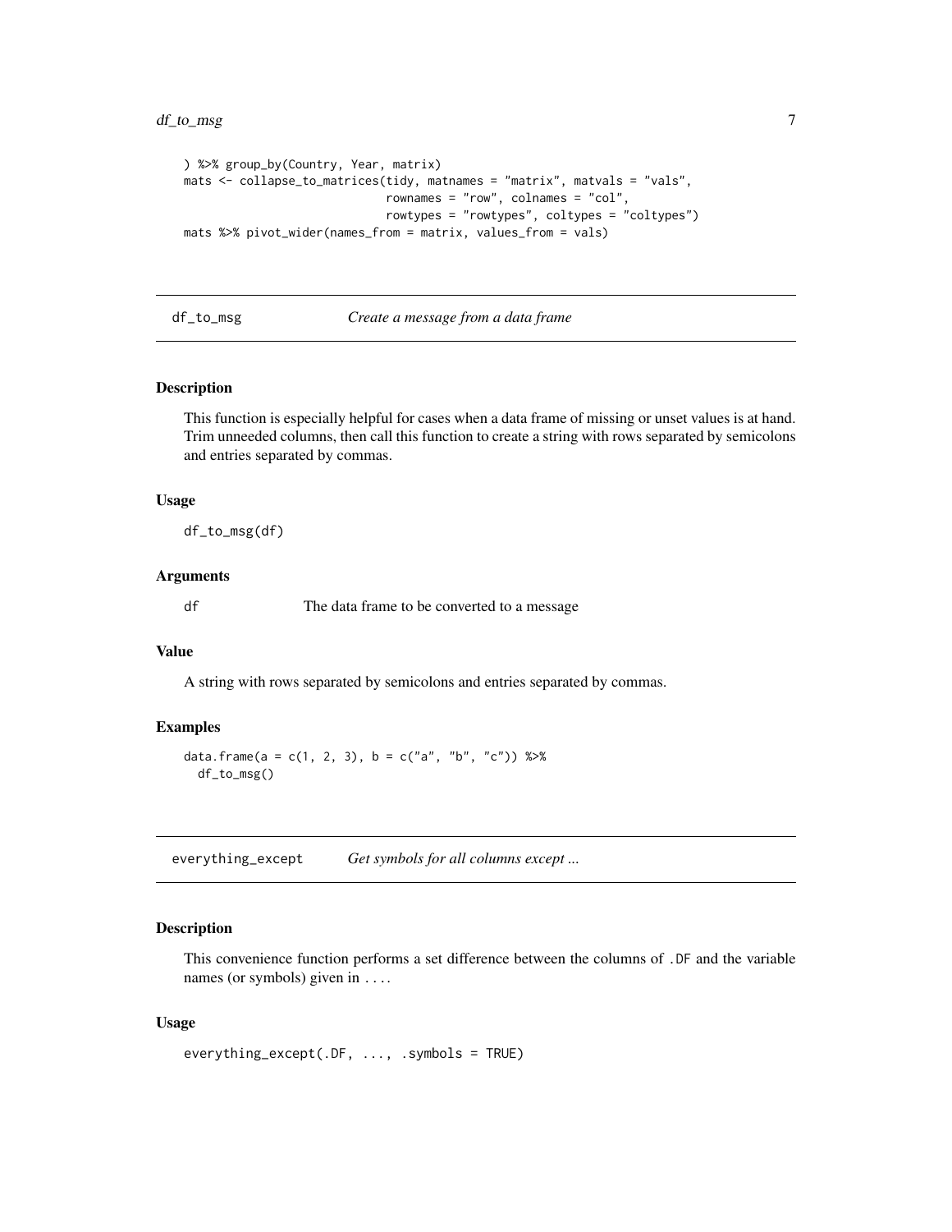```
) %>% group_by(Country, Year, matrix)
mats <- collapse_to_matrices(tidy, matnames = "matrix", matvals = "vals",
                             rownames = "row", colnames = "col",
                             rowtypes = "rowtypes", coltypes = "coltypes")
mats %>% pivot_wider(names_from = matrix, values_from = vals)
```

---

## df_to_msg — *Create a message from a data frame*

### Description

This function is especially helpful for cases when a data frame of missing or unset values is at hand. Trim unneeded columns, then call this function to create a string with rows separated by semicolons and entries separated by commas.

### Usage

```
df_to_msg(df)
```

### Arguments

| | |
|---|---|
| df | The data frame to be converted to a message |

### Value

A string with rows separated by semicolons and entries separated by commas.

### Examples

```
data.frame(a = c(1, 2, 3), b = c("a", "b", "c")) %>%
  df_to_msg()
```

---

## everything_except — *Get symbols for all columns except ...*

### Description

This convenience function performs a set difference between the columns of `.DF` and the variable names (or symbols) given in `...`.

### Usage

```
everything_except(.DF, ..., .symbols = TRUE)
```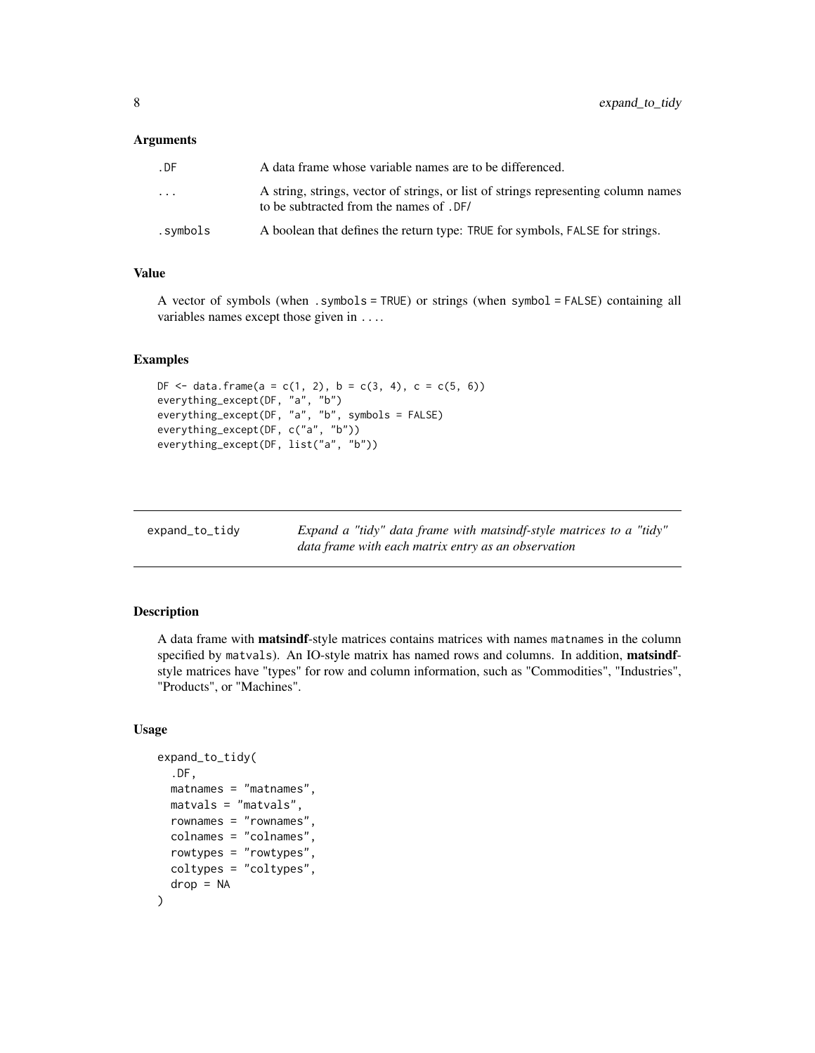### Arguments

| | |
|---|---|
| `.DF` | A data frame whose variable names are to be differenced. |
| `...` | A string, strings, vector of strings, or list of strings representing column names to be subtracted from the names of `.DF/` |
| `.symbols` | A boolean that defines the return type: `TRUE` for symbols, `FALSE` for strings. |

### Value

A vector of symbols (when `.symbols = TRUE`) or strings (when `symbol = FALSE`) containing all variables names except those given in `...`.

### Examples

```
DF <- data.frame(a = c(1, 2), b = c(3, 4), c = c(5, 6))
everything_except(DF, "a", "b")
everything_except(DF, "a", "b", symbols = FALSE)
everything_except(DF, c("a", "b"))
everything_except(DF, list("a", "b"))
```

---

## expand_to_tidy

*Expand a "tidy" data frame with matsindf-style matrices to a "tidy" data frame with each matrix entry as an observation*

---

### Description

A data frame with **matsindf**-style matrices contains matrices with names `matnames` in the column specified by `matvals`). An IO-style matrix has named rows and columns. In addition, **matsindf**-style matrices have "types" for row and column information, such as "Commodities", "Industries", "Products", or "Machines".

### Usage

```
expand_to_tidy(
  .DF,
  matnames = "matnames",
  matvals = "matvals",
  rownames = "rownames",
  colnames = "colnames",
  rowtypes = "rowtypes",
  coltypes = "coltypes",
  drop = NA
)
```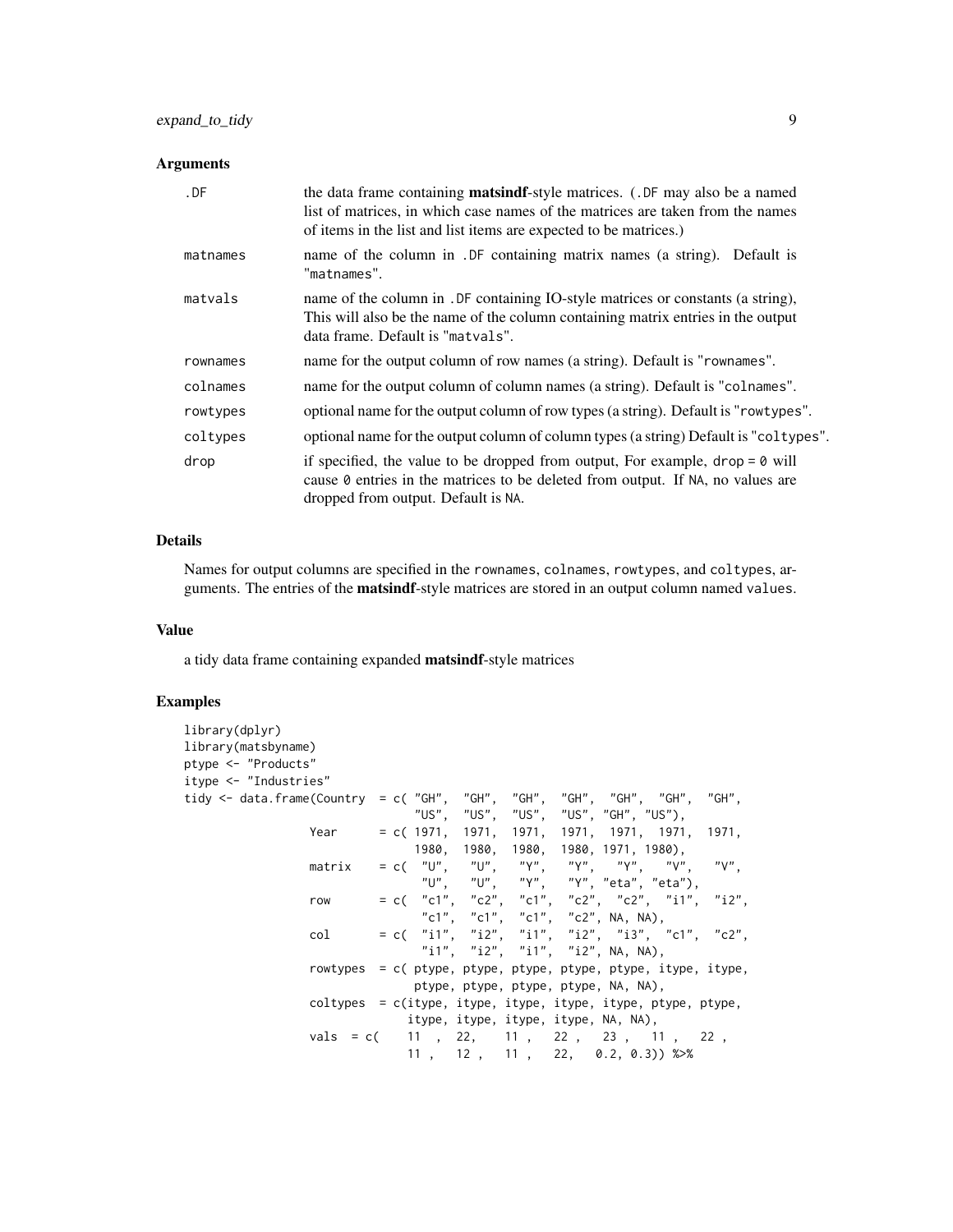### Arguments

| | |
|---|---|
| `.DF` | the data frame containing **matsindf**-style matrices. (`.DF` may also be a named list of matrices, in which case names of the matrices are taken from the names of items in the list and list items are expected to be matrices.) |
| `matnames` | name of the column in `.DF` containing matrix names (a string). Default is `"matnames"`. |
| `matvals` | name of the column in `.DF` containing IO-style matrices or constants (a string), This will also be the name of the column containing matrix entries in the output data frame. Default is `"matvals"`. |
| `rownames` | name for the output column of row names (a string). Default is `"rownames"`. |
| `colnames` | name for the output column of column names (a string). Default is `"colnames"`. |
| `rowtypes` | optional name for the output column of row types (a string). Default is `"rowtypes"`. |
| `coltypes` | optional name for the output column of column types (a string) Default is `"coltypes"`. |
| `drop` | if specified, the value to be dropped from output, For example, `drop = 0` will cause `0` entries in the matrices to be deleted from output. If `NA`, no values are dropped from output. Default is `NA`. |

### Details

Names for output columns are specified in the `rownames`, `colnames`, `rowtypes`, and `coltypes`, arguments. The entries of the **matsindf**-style matrices are stored in an output column named `values`.

### Value

a tidy data frame containing expanded **matsindf**-style matrices

### Examples

```
library(dplyr)
library(matsbyname)
ptype <- "Products"
itype <- "Industries"
tidy <- data.frame(Country  = c( "GH",  "GH",  "GH",  "GH",  "GH",  "GH",  "GH",
                                 "US",  "US",  "US",  "US", "GH", "US"),
                   Year     = c( 1971,  1971,  1971,  1971,  1971,  1971,  1971,
                                 1980,  1980,  1980,  1980, 1971, 1980),
                   matrix   = c(  "U",   "U",   "Y",   "Y",   "Y",   "V",   "V",
                                  "U",   "U",   "Y",   "Y", "eta", "eta"),
                   row      = c(  "c1",  "c2",  "c1",  "c2",  "c2",  "i1",  "i2",
                                  "c1",  "c1",  "c1",  "c2", NA, NA),
                   col      = c(  "i1",  "i2",  "i1",  "i2",  "i3",  "c1",  "c2",
                                  "i1",  "i2",  "i1",  "i2", NA, NA),
                   rowtypes  = c( ptype, ptype, ptype, ptype, ptype, itype, itype,
                                 ptype, ptype, ptype, ptype, NA, NA),
                   coltypes  = c(itype, itype, itype, itype, itype, ptype, ptype,
                                itype, itype, itype, itype, NA, NA),
                   vals  = c(    11  ,  22,    11 ,   22 ,   23 ,   11 ,   22 ,
                                11 ,   12 ,   11 ,   22,   0.2, 0.3)) %>%
```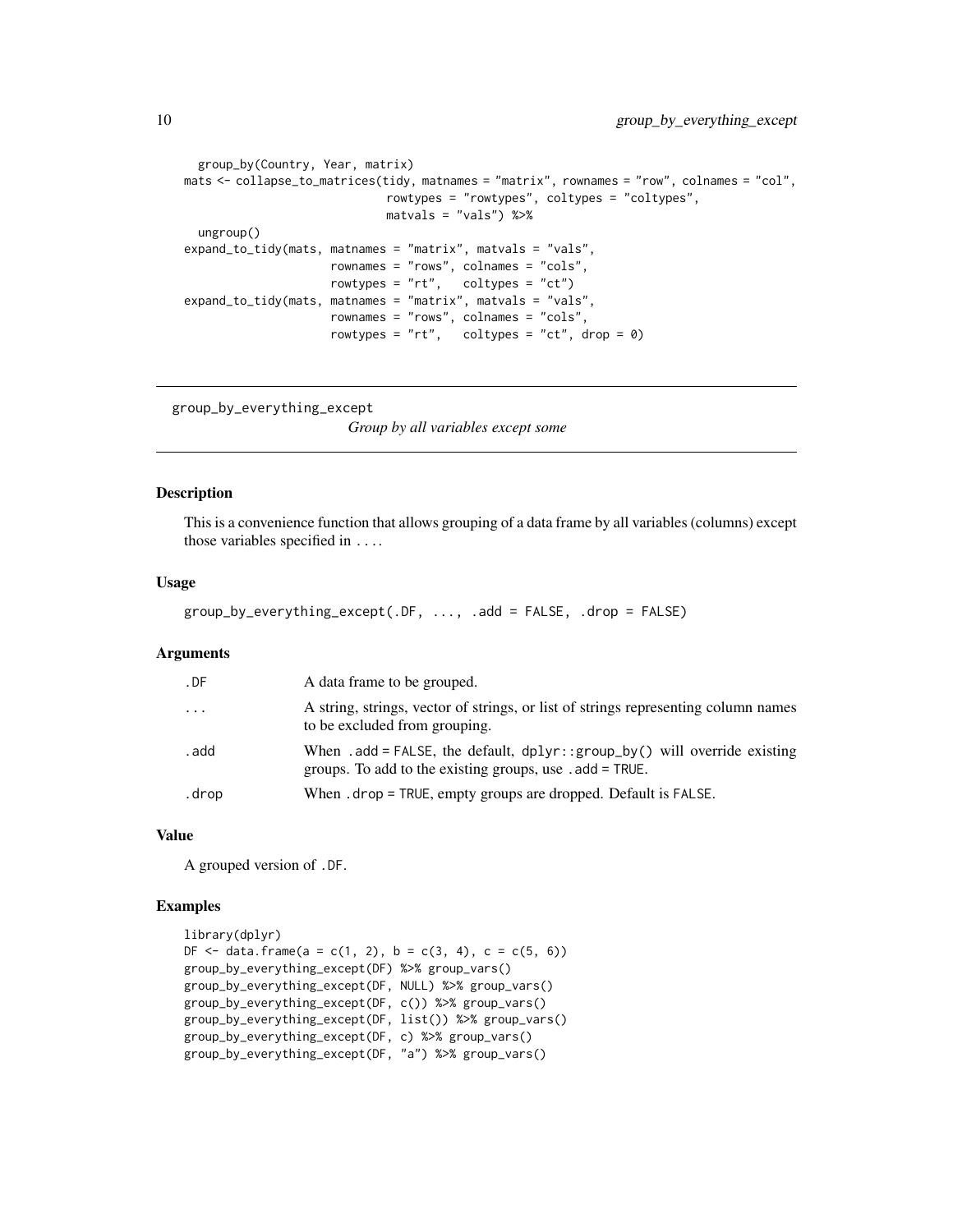```
  group_by(Country, Year, matrix)
mats <- collapse_to_matrices(tidy, matnames = "matrix", rownames = "row", colnames = "col",
                             rowtypes = "rowtypes", coltypes = "coltypes",
                             matvals = "vals") %>%
  ungroup()
expand_to_tidy(mats, matnames = "matrix", matvals = "vals",
                     rownames = "rows", colnames = "cols",
                     rowtypes = "rt",   coltypes = "ct")
expand_to_tidy(mats, matnames = "matrix", matvals = "vals",
                     rownames = "rows", colnames = "cols",
                     rowtypes = "rt",   coltypes = "ct", drop = 0)
```

---

## group_by_everything_except

*Group by all variables except some*

---

### Description

This is a convenience function that allows grouping of a data frame by all variables (columns) except those variables specified in `...`.

### Usage

```
group_by_everything_except(.DF, ..., .add = FALSE, .drop = FALSE)
```

### Arguments

| | |
|---|---|
| `.DF` | A data frame to be grouped. |
| `...` | A string, strings, vector of strings, or list of strings representing column names to be excluded from grouping. |
| `.add` | When `.add = FALSE`, the default, `dplyr::group_by()` will override existing groups. To add to the existing groups, use `.add = TRUE`. |
| `.drop` | When `.drop = TRUE`, empty groups are dropped. Default is `FALSE`. |

### Value

A grouped version of `.DF`.

### Examples

```
library(dplyr)
DF <- data.frame(a = c(1, 2), b = c(3, 4), c = c(5, 6))
group_by_everything_except(DF) %>% group_vars()
group_by_everything_except(DF, NULL) %>% group_vars()
group_by_everything_except(DF, c()) %>% group_vars()
group_by_everything_except(DF, list()) %>% group_vars()
group_by_everything_except(DF, c) %>% group_vars()
group_by_everything_except(DF, "a") %>% group_vars()
```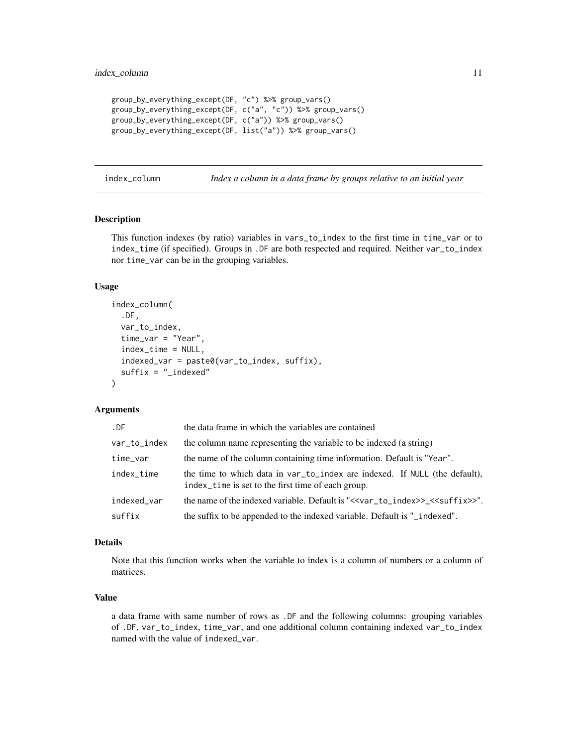```
group_by_everything_except(DF, "c") %>% group_vars()
group_by_everything_except(DF, c("a", "c")) %>% group_vars()
group_by_everything_except(DF, c("a")) %>% group_vars()
group_by_everything_except(DF, list("a")) %>% group_vars()
```

## index_column — *Index a column in a data frame by groups relative to an initial year*

### Description

This function indexes (by ratio) variables in `vars_to_index` to the first time in `time_var` or to `index_time` (if specified). Groups in `.DF` are both respected and required. Neither `var_to_index` nor `time_var` can be in the grouping variables.

### Usage

```
index_column(
  .DF,
  var_to_index,
  time_var = "Year",
  index_time = NULL,
  indexed_var = paste0(var_to_index, suffix),
  suffix = "_indexed"
)
```

### Arguments

| | |
|---|---|
| `.DF` | the data frame in which the variables are contained |
| `var_to_index` | the column name representing the variable to be indexed (a string) |
| `time_var` | the name of the column containing time information. Default is "`Year`". |
| `index_time` | the time to which data in `var_to_index` are indexed. If `NULL` (the default), `index_time` is set to the first time of each group. |
| `indexed_var` | the name of the indexed variable. Default is "`<<var_to_index>>_<<suffix>>`". |
| `suffix` | the suffix to be appended to the indexed variable. Default is "`_indexed`". |

### Details

Note that this function works when the variable to index is a column of numbers or a column of matrices.

### Value

a data frame with same number of rows as `.DF` and the following columns: grouping variables of `.DF`, `var_to_index`, `time_var`, and one additional column containing indexed `var_to_index` named with the value of `indexed_var`.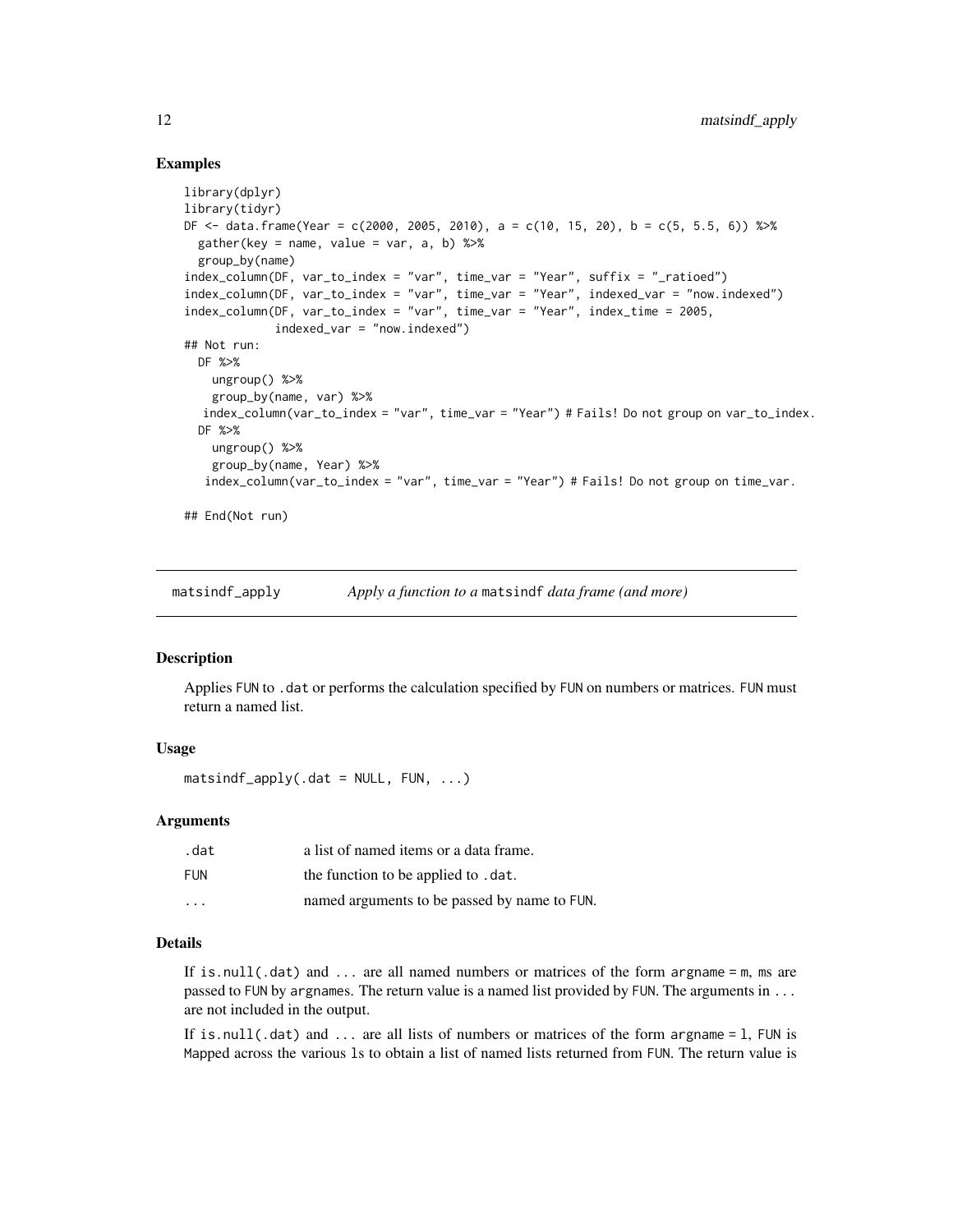## Examples

```
library(dplyr)
library(tidyr)
DF <- data.frame(Year = c(2000, 2005, 2010), a = c(10, 15, 20), b = c(5, 5.5, 6)) %>%
  gather(key = name, value = var, a, b) %>%
  group_by(name)
index_column(DF, var_to_index = "var", time_var = "Year", suffix = "_ratioed")
index_column(DF, var_to_index = "var", time_var = "Year", indexed_var = "now.indexed")
index_column(DF, var_to_index = "var", time_var = "Year", index_time = 2005,
             indexed_var = "now.indexed")
## Not run:
  DF %>%
    ungroup() %>%
    group_by(name, var) %>%
   index_column(var_to_index = "var", time_var = "Year") # Fails! Do not group on var_to_index.
  DF %>%
    ungroup() %>%
    group_by(name, Year) %>%
   index_column(var_to_index = "var", time_var = "Year") # Fails! Do not group on time_var.

## End(Not run)
```

---

## matsindf_apply — *Apply a function to a* matsindf *data frame (and more)*

### Description

Applies FUN to .dat or performs the calculation specified by FUN on numbers or matrices. FUN must return a named list.

### Usage

```
matsindf_apply(.dat = NULL, FUN, ...)
```

### Arguments

| | |
|---|---|
| .dat | a list of named items or a data frame. |
| FUN | the function to be applied to .dat. |
| ... | named arguments to be passed by name to FUN. |

### Details

If is.null(.dat) and ... are all named numbers or matrices of the form argname = m, ms are passed to FUN by argnames. The return value is a named list provided by FUN. The arguments in ... are not included in the output.

If is.null(.dat) and ... are all lists of numbers or matrices of the form argname = l, FUN is Mapped across the various ls to obtain a list of named lists returned from FUN. The return value is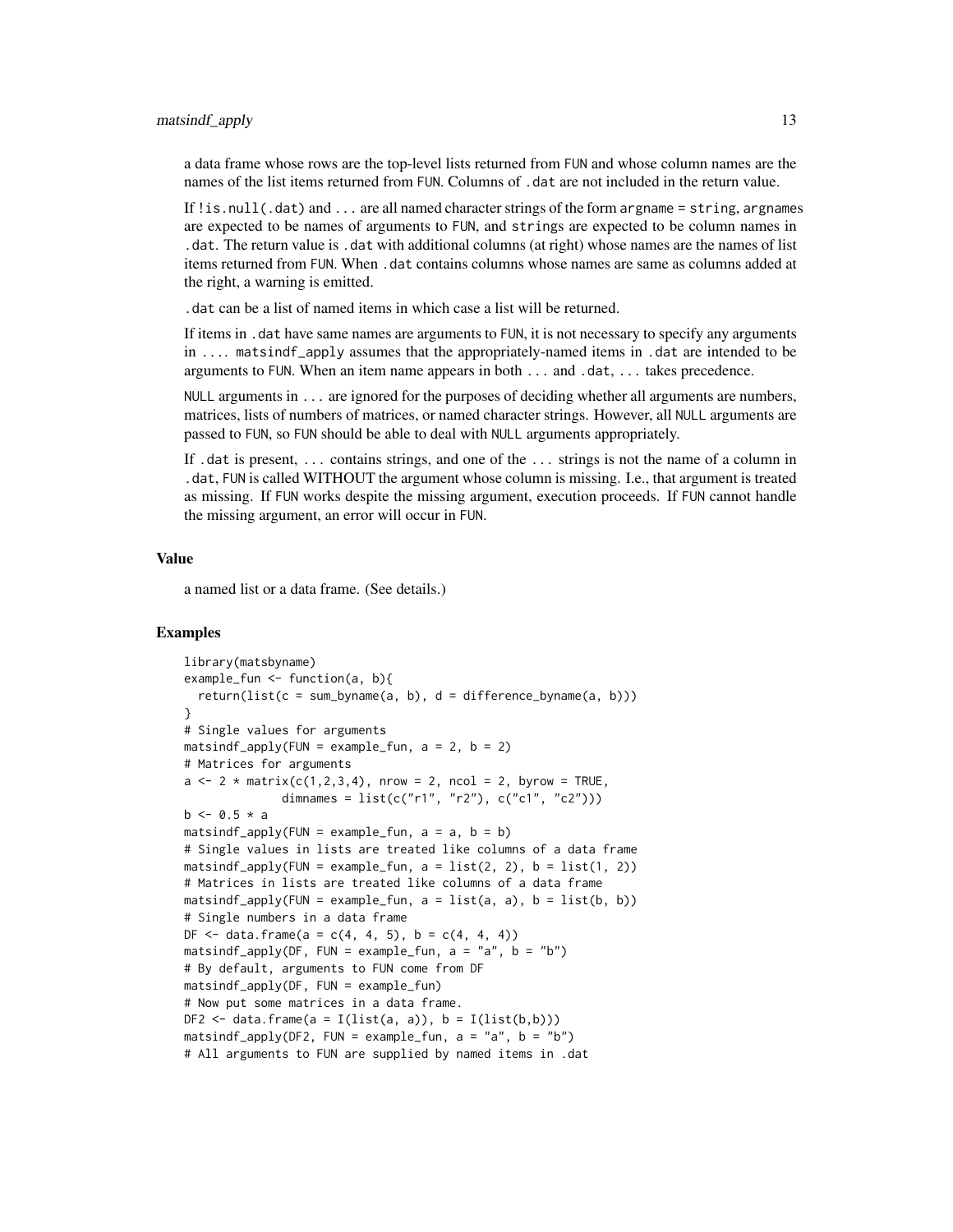a data frame whose rows are the top-level lists returned from FUN and whose column names are the names of the list items returned from FUN. Columns of .dat are not included in the return value.

If !is.null(.dat) and ... are all named character strings of the form argname = string, argnames are expected to be names of arguments to FUN, and strings are expected to be column names in .dat. The return value is .dat with additional columns (at right) whose names are the names of list items returned from FUN. When .dat contains columns whose names are same as columns added at the right, a warning is emitted.

.dat can be a list of named items in which case a list will be returned.

If items in .dat have same names are arguments to FUN, it is not necessary to specify any arguments in .... matsindf_apply assumes that the appropriately-named items in .dat are intended to be arguments to FUN. When an item name appears in both ... and .dat, ... takes precedence.

NULL arguments in ... are ignored for the purposes of deciding whether all arguments are numbers, matrices, lists of numbers of matrices, or named character strings. However, all NULL arguments are passed to FUN, so FUN should be able to deal with NULL arguments appropriately.

If .dat is present, ... contains strings, and one of the ... strings is not the name of a column in .dat, FUN is called WITHOUT the argument whose column is missing. I.e., that argument is treated as missing. If FUN works despite the missing argument, execution proceeds. If FUN cannot handle the missing argument, an error will occur in FUN.

### Value

a named list or a data frame. (See details.)

### Examples

```
library(matsbyname)
example_fun <- function(a, b){
  return(list(c = sum_byname(a, b), d = difference_byname(a, b)))
}
# Single values for arguments
matsindf_apply(FUN = example_fun, a = 2, b = 2)
# Matrices for arguments
a <- 2 * matrix(c(1,2,3,4), nrow = 2, ncol = 2, byrow = TRUE,
              dimnames = list(c("r1", "r2"), c("c1", "c2")))
b <- 0.5 * a
matsindf_apply(FUN = example_fun, a = a, b = b)
# Single values in lists are treated like columns of a data frame
matsindf_apply(FUN = example_fun, a = list(2, 2), b = list(1, 2))
# Matrices in lists are treated like columns of a data frame
matsindf_apply(FUN = example_fun, a = list(a, a), b = list(b, b))
# Single numbers in a data frame
DF <- data.frame(a = c(4, 4, 5), b = c(4, 4, 4))
matsindf_apply(DF, FUN = example_fun, a = "a", b = "b")
# By default, arguments to FUN come from DF
matsindf_apply(DF, FUN = example_fun)
# Now put some matrices in a data frame.
DF2 <- data.frame(a = I(list(a, a)), b = I(list(b,b)))
matsindf_apply(DF2, FUN = example_fun, a = "a", b = "b")
# All arguments to FUN are supplied by named items in .dat
```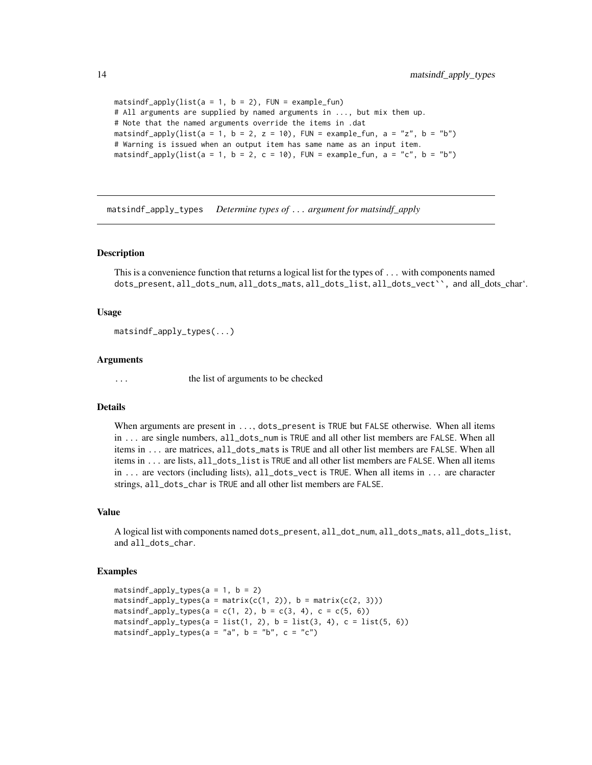```
matsindf_apply(list(a = 1, b = 2), FUN = example_fun)
# All arguments are supplied by named arguments in ..., but mix them up.
# Note that the named arguments override the items in .dat
matsindf_apply(list(a = 1, b = 2, z = 10), FUN = example_fun, a = "z", b = "b")
# Warning is issued when an output item has same name as an input item.
matsindf_apply(list(a = 1, b = 2, c = 10), FUN = example_fun, a = "c", b = "b")
```

---

## matsindf_apply_types    *Determine types of ... argument for matsindf_apply*

---

### Description

This is a convenience function that returns a logical list for the types of ... with components named dots_present, all_dots_num, all_dots_mats, all_dots_list, all_dots_vect``, and all_dots_char'.

### Usage

```
matsindf_apply_types(...)
```

### Arguments

... the list of arguments to be checked

### Details

When arguments are present in ..., dots_present is TRUE but FALSE otherwise. When all items in ... are single numbers, all_dots_num is TRUE and all other list members are FALSE. When all items in ... are matrices, all_dots_mats is TRUE and all other list members are FALSE. When all items in ... are lists, all_dots_list is TRUE and all other list members are FALSE. When all items in ... are vectors (including lists), all_dots_vect is TRUE. When all items in ... are character strings, all_dots_char is TRUE and all other list members are FALSE.

### Value

A logical list with components named dots_present, all_dot_num, all_dots_mats, all_dots_list, and all_dots_char.

### Examples

```
matsindf_apply_types(a = 1, b = 2)
matsindf_apply_types(a = matrix(c(1, 2)), b = matrix(c(2, 3)))
matsindf_apply_types(a = c(1, 2), b = c(3, 4), c = c(5, 6))
matsindf_apply_types(a = list(1, 2), b = list(3, 4), c = list(5, 6))
matsindf_apply_types(a = "a", b = "b", c = "c")
```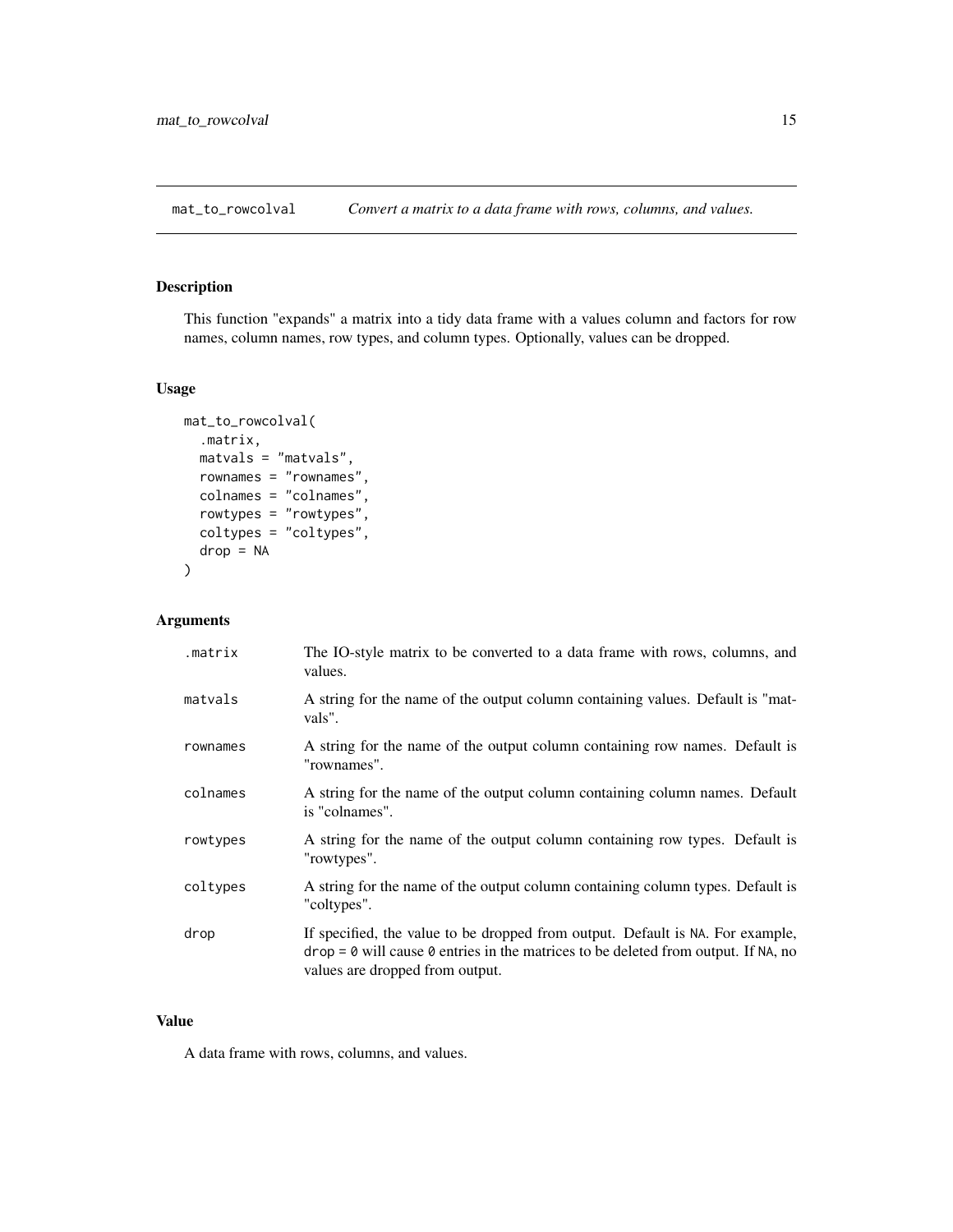## mat_to_rowcolval — *Convert a matrix to a data frame with rows, columns, and values.*

### Description

This function "expands" a matrix into a tidy data frame with a values column and factors for row names, column names, row types, and column types. Optionally, values can be dropped.

### Usage

```
mat_to_rowcolval(
  .matrix,
  matvals = "matvals",
  rownames = "rownames",
  colnames = "colnames",
  rowtypes = "rowtypes",
  coltypes = "coltypes",
  drop = NA
)
```

### Arguments

| | |
|---|---|
| `.matrix` | The IO-style matrix to be converted to a data frame with rows, columns, and values. |
| `matvals` | A string for the name of the output column containing values. Default is "matvals". |
| `rownames` | A string for the name of the output column containing row names. Default is "rownames". |
| `colnames` | A string for the name of the output column containing column names. Default is "colnames". |
| `rowtypes` | A string for the name of the output column containing row types. Default is "rowtypes". |
| `coltypes` | A string for the name of the output column containing column types. Default is "coltypes". |
| `drop` | If specified, the value to be dropped from output. Default is `NA`. For example, `drop = 0` will cause `0` entries in the matrices to be deleted from output. If `NA`, no values are dropped from output. |

### Value

A data frame with rows, columns, and values.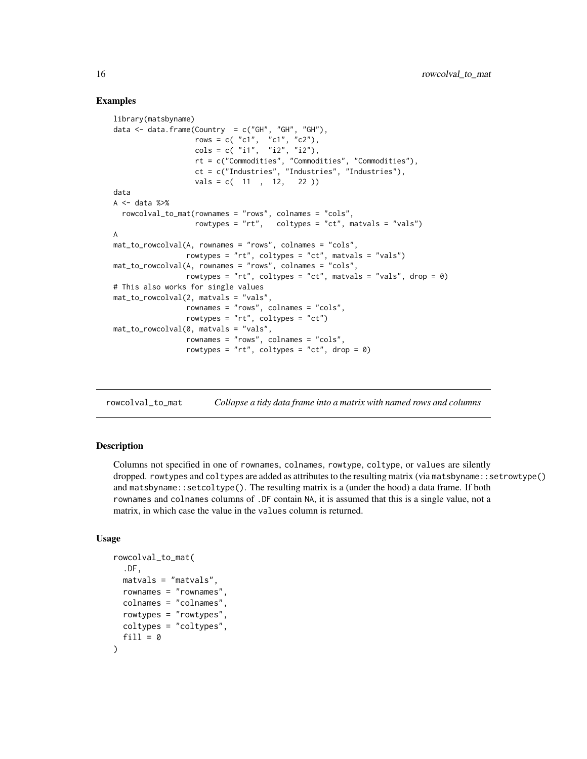## Examples

```
library(matsbyname)
data <- data.frame(Country  = c("GH", "GH", "GH"),
                   rows = c( "c1",  "c1", "c2"),
                   cols = c( "i1",  "i2", "i2"),
                   rt = c("Commodities", "Commodities", "Commodities"),
                   ct = c("Industries", "Industries", "Industries"),
                   vals = c(  11  ,  12,   22 ))
data
A <- data %>%
  rowcolval_to_mat(rownames = "rows", colnames = "cols",
                   rowtypes = "rt",   coltypes = "ct", matvals = "vals")
A
mat_to_rowcolval(A, rownames = "rows", colnames = "cols",
                 rowtypes = "rt", coltypes = "ct", matvals = "vals")
mat_to_rowcolval(A, rownames = "rows", colnames = "cols",
                 rowtypes = "rt", coltypes = "ct", matvals = "vals", drop = 0)
# This also works for single values
mat_to_rowcolval(2, matvals = "vals",
                 rownames = "rows", colnames = "cols",
                 rowtypes = "rt", coltypes = "ct")
mat_to_rowcolval(0, matvals = "vals",
                 rownames = "rows", colnames = "cols",
                 rowtypes = "rt", coltypes = "ct", drop = 0)
```

---

# rowcolval_to_mat — *Collapse a tidy data frame into a matrix with named rows and columns*

---

## Description

Columns not specified in one of rownames, colnames, rowtype, coltype, or values are silently dropped. rowtypes and coltypes are added as attributes to the resulting matrix (via matsbyname::setrowtype() and matsbyname::setcoltype(). The resulting matrix is a (under the hood) a data frame. If both rownames and colnames columns of .DF contain NA, it is assumed that this is a single value, not a matrix, in which case the value in the values column is returned.

## Usage

```
rowcolval_to_mat(
  .DF,
  matvals = "matvals",
  rownames = "rownames",
  colnames = "colnames",
  rowtypes = "rowtypes",
  coltypes = "coltypes",
  fill = 0
)
```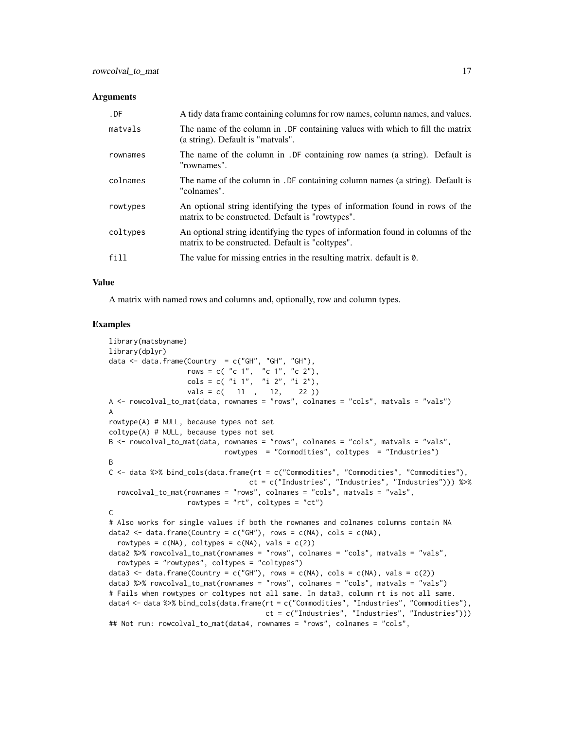### Arguments

| | |
|---|---|
| .DF | A tidy data frame containing columns for row names, column names, and values. |
| matvals | The name of the column in .DF containing values with which to fill the matrix (a string). Default is "matvals". |
| rownames | The name of the column in .DF containing row names (a string). Default is "rownames". |
| colnames | The name of the column in .DF containing column names (a string). Default is "colnames". |
| rowtypes | An optional string identifying the types of information found in rows of the matrix to be constructed. Default is "rowtypes". |
| coltypes | An optional string identifying the types of information found in columns of the matrix to be constructed. Default is "coltypes". |
| fill | The value for missing entries in the resulting matrix. default is 0. |

### Value

A matrix with named rows and columns and, optionally, row and column types.

### Examples

```
library(matsbyname)
library(dplyr)
data <- data.frame(Country  = c("GH", "GH", "GH"),
                   rows = c( "c 1",  "c 1", "c 2"),
                   cols = c( "i 1",  "i 2", "i 2"),
                   vals = c(   11  ,   12,    22 ))
A <- rowcolval_to_mat(data, rownames = "rows", colnames = "cols", matvals = "vals")
A
rowtype(A) # NULL, because types not set
coltype(A) # NULL, because types not set
B <- rowcolval_to_mat(data, rownames = "rows", colnames = "cols", matvals = "vals",
                            rowtypes  = "Commodities", coltypes  = "Industries")
B
C <- data %>% bind_cols(data.frame(rt = c("Commodities", "Commodities", "Commodities"),
                                   ct = c("Industries", "Industries", "Industries"))) %>%
  rowcolval_to_mat(rownames = "rows", colnames = "cols", matvals = "vals",
                   rowtypes = "rt", coltypes = "ct")
C
# Also works for single values if both the rownames and colnames columns contain NA
data2 <- data.frame(Country = c("GH"), rows = c(NA), cols = c(NA),
  rowtypes = c(NA), coltypes = c(NA), vals = c(2))
data2 %>% rowcolval_to_mat(rownames = "rows", colnames = "cols", matvals = "vals",
  rowtypes = "rowtypes", coltypes = "coltypes")
data3 <- data.frame(Country = c("GH"), rows = c(NA), cols = c(NA), vals = c(2))
data3 %>% rowcolval_to_mat(rownames = "rows", colnames = "cols", matvals = "vals")
# Fails when rowtypes or coltypes not all same. In data3, column rt is not all same.
data4 <- data %>% bind_cols(data.frame(rt = c("Commodities", "Industries", "Commodities"),
                                       ct = c("Industries", "Industries", "Industries")))
## Not run: rowcolval_to_mat(data4, rownames = "rows", colnames = "cols",
```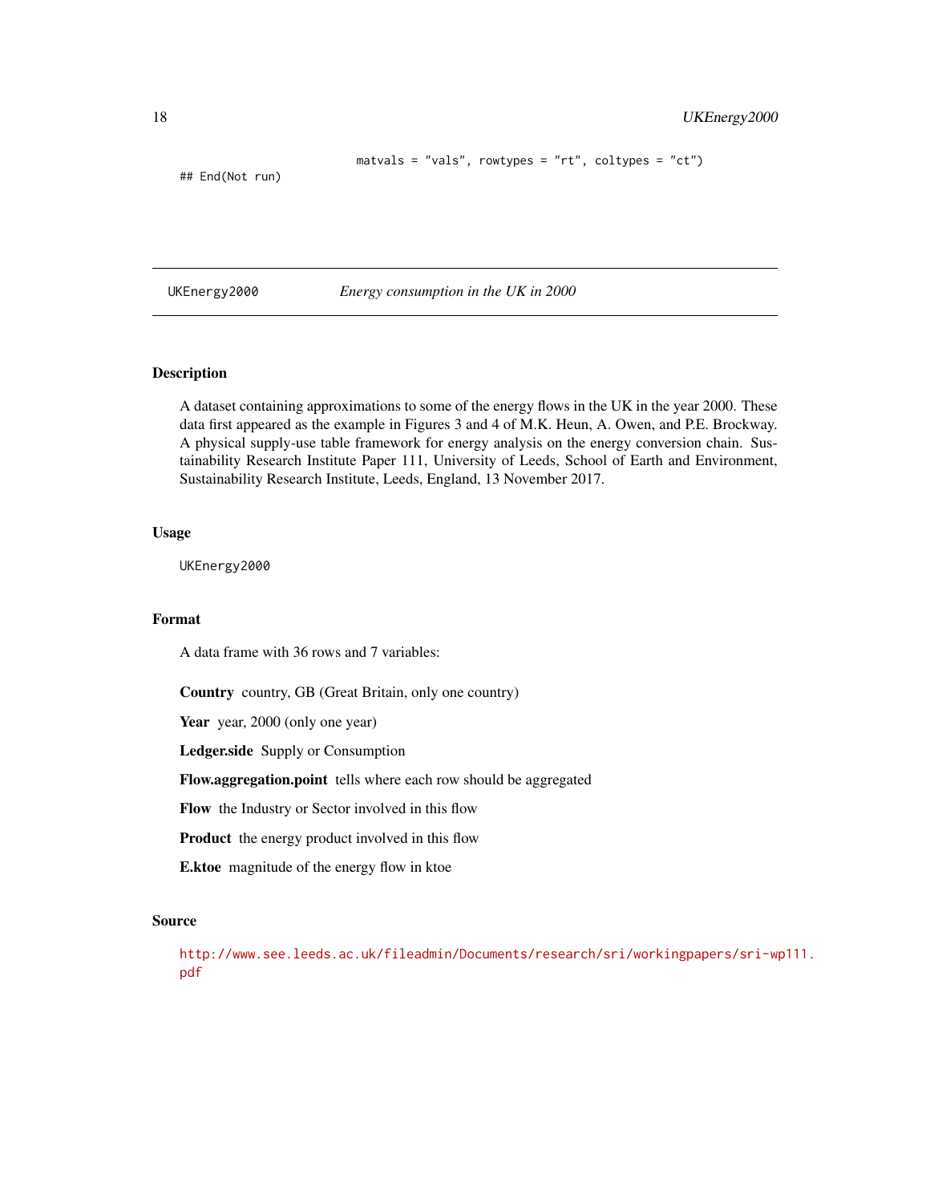```
                        matvals = "vals", rowtypes = "rt", coltypes = "ct")
## End(Not run)
```

---

UKEnergy2000 *Energy consumption in the UK in 2000*

---

## Description

A dataset containing approximations to some of the energy flows in the UK in the year 2000. These data first appeared as the example in Figures 3 and 4 of M.K. Heun, A. Owen, and P.E. Brockway. A physical supply-use table framework for energy analysis on the energy conversion chain. Sustainability Research Institute Paper 111, University of Leeds, School of Earth and Environment, Sustainability Research Institute, Leeds, England, 13 November 2017.

## Usage

```
UKEnergy2000
```

## Format

A data frame with 36 rows and 7 variables:

**Country** country, GB (Great Britain, only one country)

**Year** year, 2000 (only one year)

**Ledger.side** Supply or Consumption

**Flow.aggregation.point** tells where each row should be aggregated

**Flow** the Industry or Sector involved in this flow

**Product** the energy product involved in this flow

**E.ktoe** magnitude of the energy flow in ktoe

## Source

http://www.see.leeds.ac.uk/fileadmin/Documents/research/sri/workingpapers/sri-wp111.pdf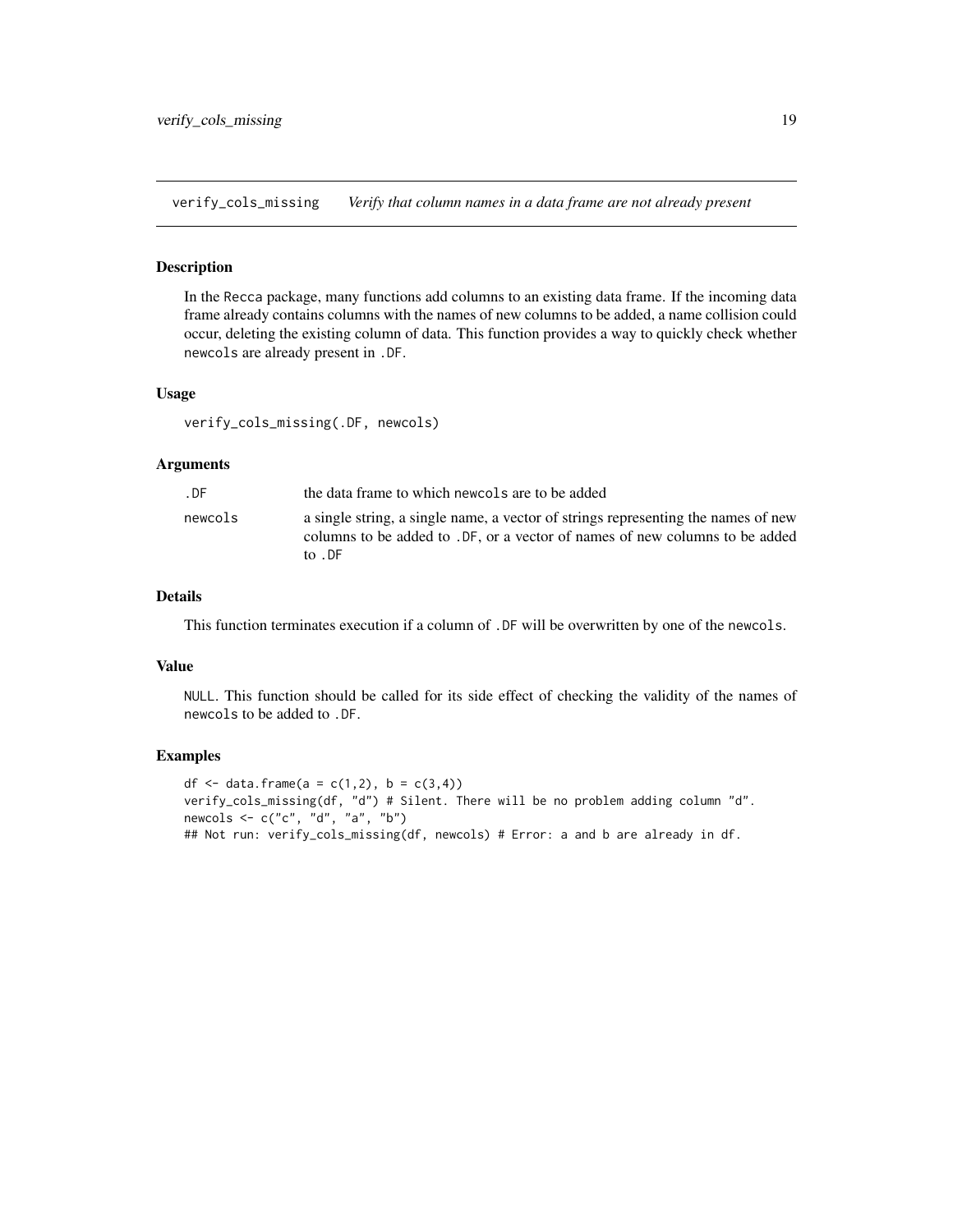## verify_cols_missing *Verify that column names in a data frame are not already present*

### Description

In the Recca package, many functions add columns to an existing data frame. If the incoming data frame already contains columns with the names of new columns to be added, a name collision could occur, deleting the existing column of data. This function provides a way to quickly check whether newcols are already present in .DF.

### Usage

```
verify_cols_missing(.DF, newcols)
```

### Arguments

| | |
|---|---|
| .DF | the data frame to which newcols are to be added |
| newcols | a single string, a single name, a vector of strings representing the names of new columns to be added to .DF, or a vector of names of new columns to be added to .DF |

### Details

This function terminates execution if a column of .DF will be overwritten by one of the newcols.

### Value

NULL. This function should be called for its side effect of checking the validity of the names of newcols to be added to .DF.

### Examples

```
df <- data.frame(a = c(1,2), b = c(3,4))
verify_cols_missing(df, "d") # Silent. There will be no problem adding column "d".
newcols <- c("c", "d", "a", "b")
## Not run: verify_cols_missing(df, newcols) # Error: a and b are already in df.
```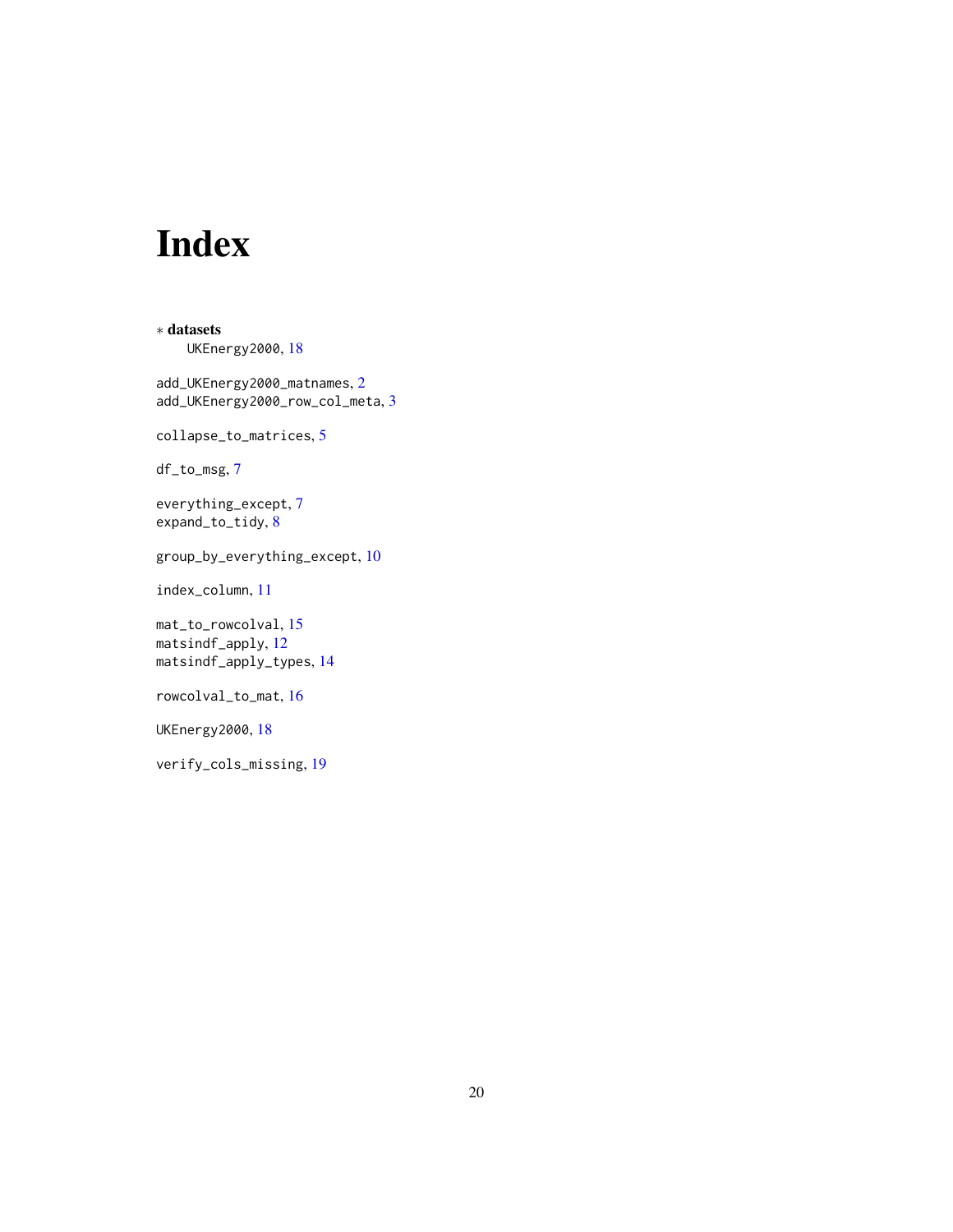# Index

∗ **datasets**
    UKEnergy2000, 18

add_UKEnergy2000_matnames, 2
add_UKEnergy2000_row_col_meta, 3

collapse_to_matrices, 5

df_to_msg, 7

everything_except, 7
expand_to_tidy, 8

group_by_everything_except, 10

index_column, 11

mat_to_rowcolval, 15
matsindf_apply, 12
matsindf_apply_types, 14

rowcolval_to_mat, 16

UKEnergy2000, 18

verify_cols_missing, 19